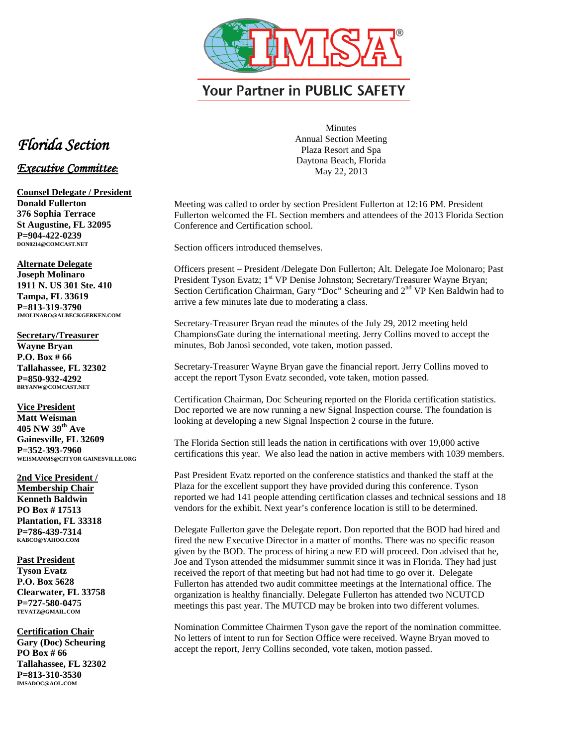IMSA®

Your Partner in PUBLIC SAFETY

*Florida Section*

*Executive Committee:*

**Counsel Delegate / President**
**Donald Fullerton**
**376 Sophia Terrace**
**St Augustine, FL 32095**
**P=904-422-0239**
**DON0214@COMCAST.NET**

**Alternate Delegate**
**Joseph Molinaro**
**1911 N. US 301 Ste. 410**
**Tampa, FL 33619**
**P=813-319-3790**
**JMOLINARO@ALBECKGERKEN.COM**

**Secretary/Treasurer**
**Wayne Bryan**
**P.O. Box # 66**
**Tallahassee, FL 32302**
**P=850-932-4292**
**BRYANW@COMCAST.NET**

**Vice President**
**Matt Weisman**
**405 NW 39th Ave**
**Gainesville, FL 32609**
**P=352-393-7960**
**WEISMANMS@CITYOR GAINESVILLE.ORG**

**2nd Vice President / Membership Chair**
**Kenneth Baldwin**
**PO Box # 17513**
**Plantation, FL 33318**
**P=786-439-7314**
**KABCO@YAHOO.COM**

**Past President**
**Tyson Evatz**
**P.O. Box 5628**
**Clearwater, FL 33758**
**P=727-580-0475**
**TEVATZ@GMAIL.COM**

**Certification Chair**
**Gary (Doc) Scheuring**
**PO Box # 66**
**Tallahassee, FL 32302**
**P=813-310-3530**
**IMSADOC@AOL.COM**

Minutes
Annual Section Meeting
Plaza Resort and Spa
Daytona Beach, Florida
May 22, 2013

Meeting was called to order by section President Fullerton at 12:16 PM. President Fullerton welcomed the FL Section members and attendees of the 2013 Florida Section Conference and Certification school.

Section officers introduced themselves.

Officers present – President /Delegate Don Fullerton; Alt. Delegate Joe Molonaro; Past President Tyson Evatz; 1st VP Denise Johnston; Secretary/Treasurer Wayne Bryan; Section Certification Chairman, Gary "Doc" Scheuring and 2nd VP Ken Baldwin had to arrive a few minutes late due to moderating a class.

Secretary-Treasurer Bryan read the minutes of the July 29, 2012 meeting held ChampionsGate during the international meeting. Jerry Collins moved to accept the minutes, Bob Janosi seconded, vote taken, motion passed.

Secretary-Treasurer Wayne Bryan gave the financial report. Jerry Collins moved to accept the report Tyson Evatz seconded, vote taken, motion passed.

Certification Chairman, Doc Scheuring reported on the Florida certification statistics. Doc reported we are now running a new Signal Inspection course. The foundation is looking at developing a new Signal Inspection 2 course in the future.

The Florida Section still leads the nation in certifications with over 19,000 active certifications this year. We also lead the nation in active members with 1039 members.

Past President Evatz reported on the conference statistics and thanked the staff at the Plaza for the excellent support they have provided during this conference. Tyson reported we had 141 people attending certification classes and technical sessions and 18 vendors for the exhibit. Next year's conference location is still to be determined.

Delegate Fullerton gave the Delegate report. Don reported that the BOD had hired and fired the new Executive Director in a matter of months. There was no specific reason given by the BOD. The process of hiring a new ED will proceed. Don advised that he, Joe and Tyson attended the midsummer summit since it was in Florida. They had just received the report of that meeting but had not had time to go over it. Delegate Fullerton has attended two audit committee meetings at the International office. The organization is healthy financially. Delegate Fullerton has attended two NCUTCD meetings this past year. The MUTCD may be broken into two different volumes.

Nomination Committee Chairmen Tyson gave the report of the nomination committee. No letters of intent to run for Section Office were received. Wayne Bryan moved to accept the report, Jerry Collins seconded, vote taken, motion passed.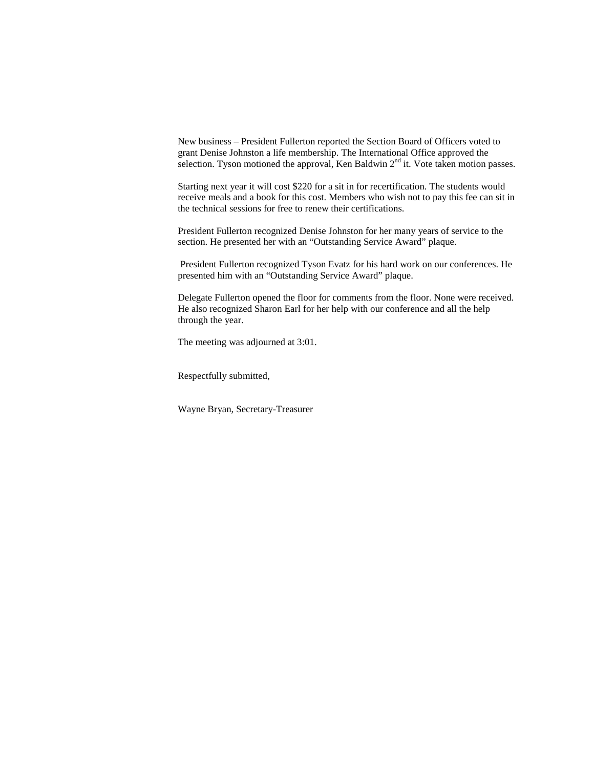New business – President Fullerton reported the Section Board of Officers voted to grant Denise Johnston a life membership. The International Office approved the selection. Tyson motioned the approval, Ken Baldwin 2nd it. Vote taken motion passes.

Starting next year it will cost $220 for a sit in for recertification. The students would receive meals and a book for this cost. Members who wish not to pay this fee can sit in the technical sessions for free to renew their certifications.

President Fullerton recognized Denise Johnston for her many years of service to the section. He presented her with an "Outstanding Service Award" plaque.

President Fullerton recognized Tyson Evatz for his hard work on our conferences. He presented him with an "Outstanding Service Award" plaque.

Delegate Fullerton opened the floor for comments from the floor. None were received. He also recognized Sharon Earl for her help with our conference and all the help through the year.

The meeting was adjourned at 3:01.

Respectfully submitted,

Wayne Bryan, Secretary-Treasurer